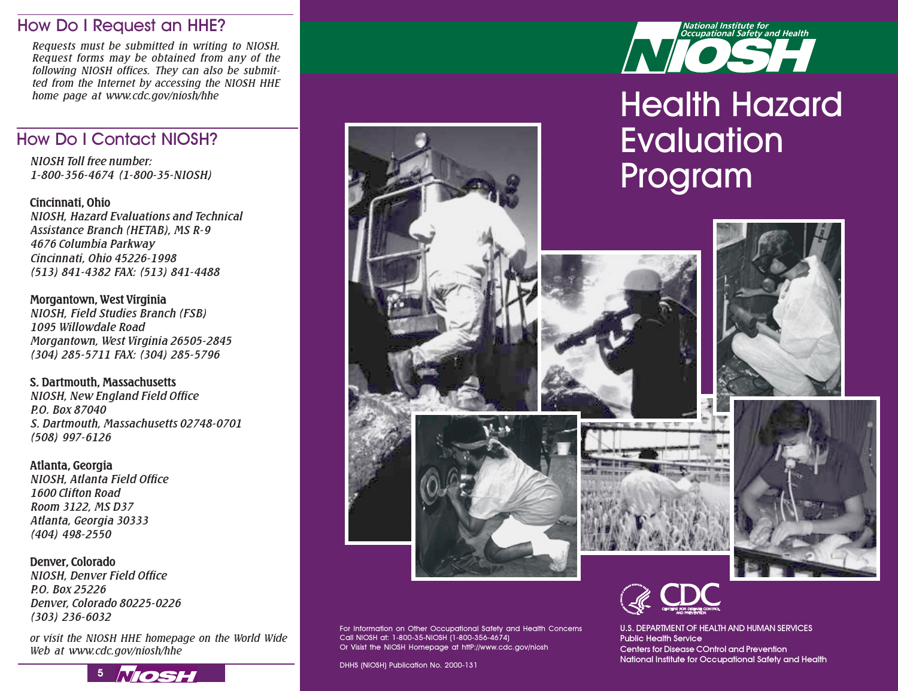## How Do I Request an HHE?

*Requests must be submitted in writing to NIOSH. Request forms may be obtained from any of the following NIOSH offices. They can also be submitted from the Internet by accessing the NIOSH HHE home page at www.cdc.gov/niosh/hhe*

## How Do I Contact NIOSH?

*NIOSH Toll free number:*
*1-800-356-4674 (1-800-35-NIOSH)*

**Cincinnati, Ohio**
*NIOSH, Hazard Evaluations and Technical Assistance Branch (HETAB), MS R-9*
*4676 Columbia Parkway*
*Cincinnati, Ohio 45226-1998*
*(513) 841-4382 FAX: (513) 841-4488*

**Morgantown, West Virginia**
*NIOSH, Field Studies Branch (FSB)*
*1095 Willowdale Road*
*Morgantown, West Virginia 26505-2845*
*(304) 285-5711 FAX: (304) 285-5796*

**S. Dartmouth, Massachusetts**
*NIOSH, New England Field Office*
*P.O. Box 87040*
*S. Dartmouth, Massachusetts 02748-0701*
*(508) 997-6126*

**Atlanta, Georgia**
*NIOSH, Atlanta Field Office*
*1600 Clifton Road*
*Room 3122, MS D37*
*Atlanta, Georgia 30333*
*(404) 498-2550*

**Denver, Colorado**
*NIOSH, Denver Field Office*
*P.O. Box 25226*
*Denver, Colorado 80225-0226*
*(303) 236-6032*

*or visit the NIOSH HHE homepage on the World Wide Web at www.cdc.gov/niosh/hhe*

National Institute for Occupational Safety and Health
NIOSH

# Health Hazard Evaluation Program

For Information on Other Occupational Safety and Health Concerns
Call NIOSH at: 1-800-35-NIOSH (1-800-356-4674)
Or Visit the NIOSH Homepage at http://www.cdc.gov/niosh

DHHS (NIOSH) Publication No. 2000-131

CDC

U.S. DEPARTMENT OF HEALTH AND HUMAN SERVICES
Public Health Service
Centers for Disease COntrol and Prevention
National Institute for Occupational Safety and Health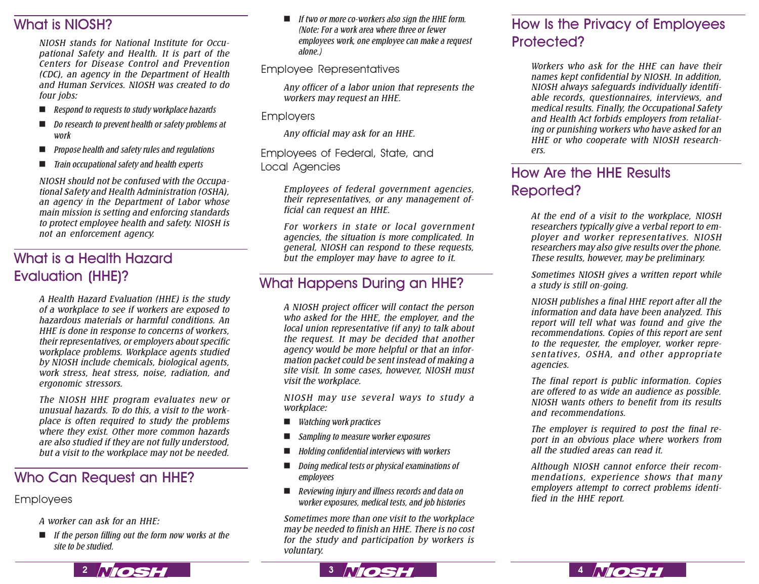## What is NIOSH?

*NIOSH stands for National Institute for Occupational Safety and Health. It is part of the Centers for Disease Control and Prevention (CDC), an agency in the Department of Health and Human Services. NIOSH was created to do four jobs:*

- *Respond to requests to study workplace hazards*
- *Do research to prevent health or safety problems at work*
- *Propose health and safety rules and regulations*
- *Train occupational safety and health experts*

*NIOSH should not be confused with the Occupational Safety and Health Administration (OSHA), an agency in the Department of Labor whose main mission is setting and enforcing standards to protect employee health and safety. NIOSH is not an enforcement agency.*

## What is a Health Hazard Evaluation (HHE)?

*A Health Hazard Evaluation (HHE) is the study of a workplace to see if workers are exposed to hazardous materials or harmful conditions. An HHE is done in response to concerns of workers, their representatives, or employers about specific workplace problems. Workplace agents studied by NIOSH include chemicals, biological agents, work stress, heat stress, noise, radiation, and ergonomic stressors.*

*The NIOSH HHE program evaluates new or unusual hazards. To do this, a visit to the workplace is often required to study the problems where they exist. Other more common hazards are also studied if they are not fully understood, but a visit to the workplace may not be needed.*

## Who Can Request an HHE?

### Employees

*A worker can ask for an HHE:*

- *If the person filling out the form now works at the site to be studied.*
- *If two or more co-workers also sign the HHE form. (Note: For a work area where three or fewer employees work, one employee can make a request alone.)*

### Employee Representatives

*Any officer of a labor union that represents the workers may request an HHE.*

### Employers

*Any official may ask for an HHE.*

### Employees of Federal, State, and Local Agencies

*Employees of federal government agencies, their representatives, or any management official can request an HHE.*

*For workers in state or local government agencies, the situation is more complicated. In general, NIOSH can respond to these requests, but the employer may have to agree to it.*

## What Happens During an HHE?

*A NIOSH project officer will contact the person who asked for the HHE, the employer, and the local union representative (if any) to talk about the request. It may be decided that another agency would be more helpful or that an information packet could be sent instead of making a site visit. In some cases, however, NIOSH must visit the workplace.*

*NIOSH may use several ways to study a workplace:*

- *Watching work practices*
- *Sampling to measure worker exposures*
- *Holding confidential interviews with workers*
- *Doing medical tests or physical examinations of employees*
- *Reviewing injury and illness records and data on worker exposures, medical tests, and job histories*

*Sometimes more than one visit to the workplace may be needed to finish an HHE. There is no cost for the study and participation by workers is voluntary.*

## How Is the Privacy of Employees Protected?

*Workers who ask for the HHE can have their names kept confidential by NIOSH. In addition, NIOSH always safeguards individually identifiable records, questionnaires, interviews, and medical results. Finally, the Occupational Safety and Health Act forbids employers from retaliating or punishing workers who have asked for an HHE or who cooperate with NIOSH researchers.*

## How Are the HHE Results Reported?

*At the end of a visit to the workplace, NIOSH researchers typically give a verbal report to employer and worker representatives. NIOSH researchers may also give results over the phone. These results, however, may be preliminary.*

*Sometimes NIOSH gives a written report while a study is still on-going.*

*NIOSH publishes a final HHE report after all the information and data have been analyzed. This report will tell what was found and give the recommendations. Copies of this report are sent to the requester, the employer, worker representatives, OSHA, and other appropriate agencies.*

*The final report is public information. Copies are offered to as wide an audience as possible. NIOSH wants others to benefit from its results and recommendations.*

*The employer is required to post the final report in an obvious place where workers from all the studied areas can read it.*

*Although NIOSH cannot enforce their recommendations, experience shows that many employers attempt to correct problems identified in the HHE report.*